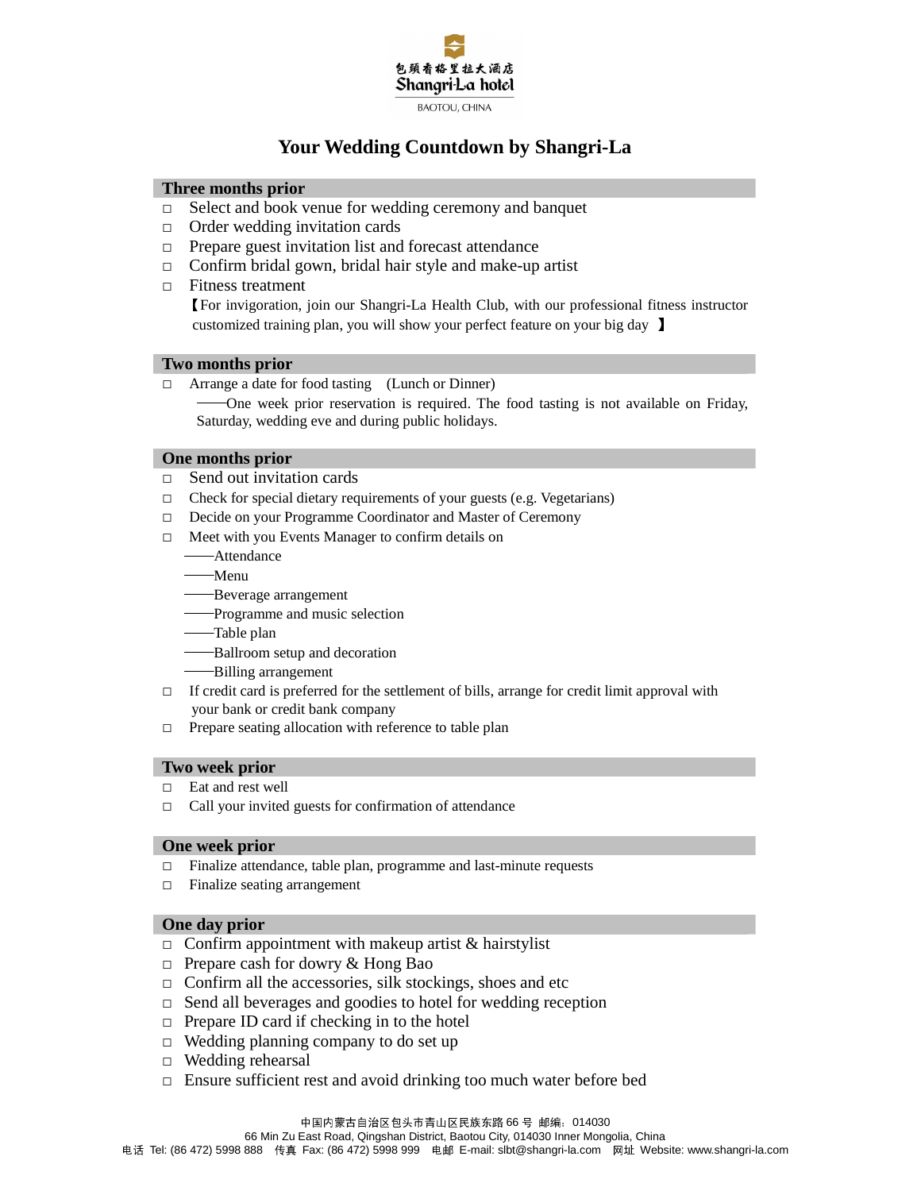包頭香格里拉大酒店
Shangri-La hotel
BAOTOU, CHINA

# Your Wedding Countdown by Shangri-La

## Three months prior

- □ Select and book venue for wedding ceremony and banquet
- □ Order wedding invitation cards
- □ Prepare guest invitation list and forecast attendance
- □ Confirm bridal gown, bridal hair style and make-up artist
- □ Fitness treatment

  【For invigoration, join our Shangri-La Health Club, with our professional fitness instructor customized training plan, you will show your perfect feature on your big day 】

## Two months prior

- □ Arrange a date for food tasting (Lunch or Dinner)

  ——One week prior reservation is required. The food tasting is not available on Friday, Saturday, wedding eve and during public holidays.

## One months prior

- □ Send out invitation cards
- □ Check for special dietary requirements of your guests (e.g. Vegetarians)
- □ Decide on your Programme Coordinator and Master of Ceremony
- □ Meet with you Events Manager to confirm details on

  ——Attendance

  ——Menu

  ——Beverage arrangement

  ——Programme and music selection

  ——Table plan

  ——Ballroom setup and decoration

  ——Billing arrangement
- □ If credit card is preferred for the settlement of bills, arrange for credit limit approval with your bank or credit bank company
- □ Prepare seating allocation with reference to table plan

## Two week prior

- □ Eat and rest well
- □ Call your invited guests for confirmation of attendance

## One week prior

- □ Finalize attendance, table plan, programme and last-minute requests
- □ Finalize seating arrangement

## One day prior

- □ Confirm appointment with makeup artist & hairstylist
- □ Prepare cash for dowry & Hong Bao
- □ Confirm all the accessories, silk stockings, shoes and etc
- □ Send all beverages and goodies to hotel for wedding reception
- □ Prepare ID card if checking in to the hotel
- □ Wedding planning company to do set up
- □ Wedding rehearsal
- □ Ensure sufficient rest and avoid drinking too much water before bed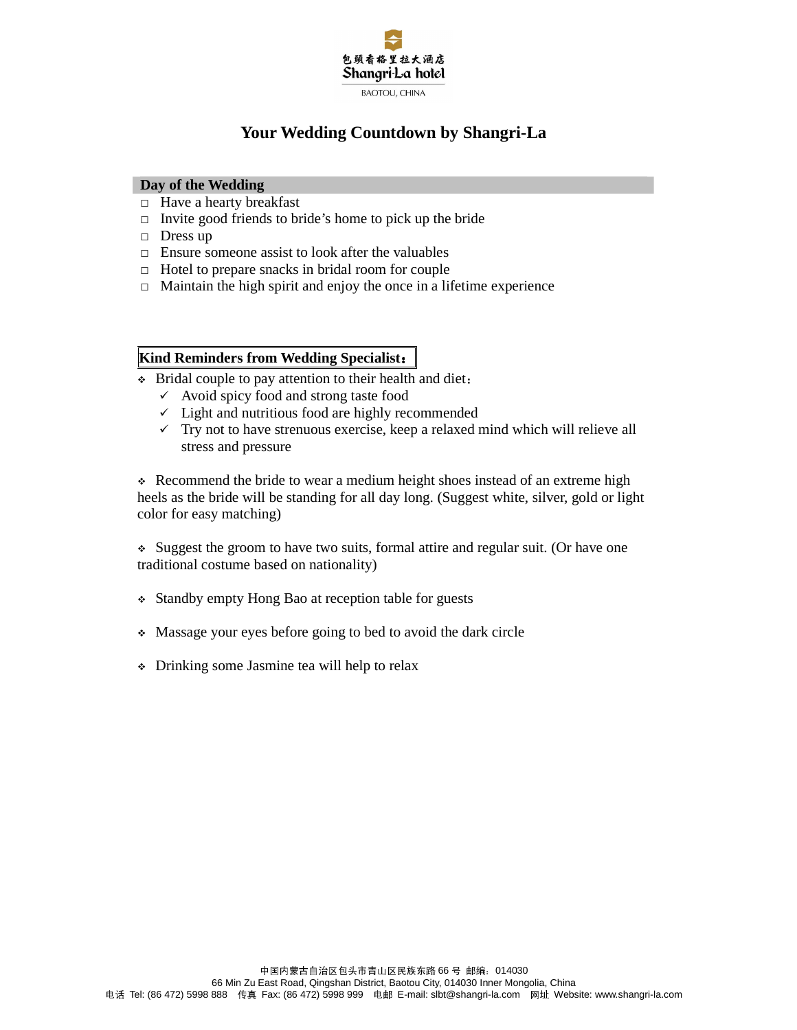# Your Wedding Countdown by Shangri-La

## Day of the Wedding

- □ Have a hearty breakfast
- □ Invite good friends to bride's home to pick up the bride
- □ Dress up
- □ Ensure someone assist to look after the valuables
- □ Hotel to prepare snacks in bridal room for couple
- □ Maintain the high spirit and enjoy the once in a lifetime experience

**Kind Reminders from Wedding Specialist：**

- Bridal couple to pay attention to their health and diet：
  - ✓ Avoid spicy food and strong taste food
  - ✓ Light and nutritious food are highly recommended
  - ✓ Try not to have strenuous exercise, keep a relaxed mind which will relieve all stress and pressure

- Recommend the bride to wear a medium height shoes instead of an extreme high heels as the bride will be standing for all day long. (Suggest white, silver, gold or light color for easy matching)

- Suggest the groom to have two suits, formal attire and regular suit. (Or have one traditional costume based on nationality)

- Standby empty Hong Bao at reception table for guests

- Massage your eyes before going to bed to avoid the dark circle

- Drinking some Jasmine tea will help to relax

中国内蒙古自治区包头市青山区民族东路 66 号 邮编：014030
66 Min Zu East Road, Qingshan District, Baotou City, 014030 Inner Mongolia, China
电话 Tel: (86 472) 5998 888 传真 Fax: (86 472) 5998 999 电邮 E-mail: slbt@shangri-la.com 网址 Website: www.shangri-la.com